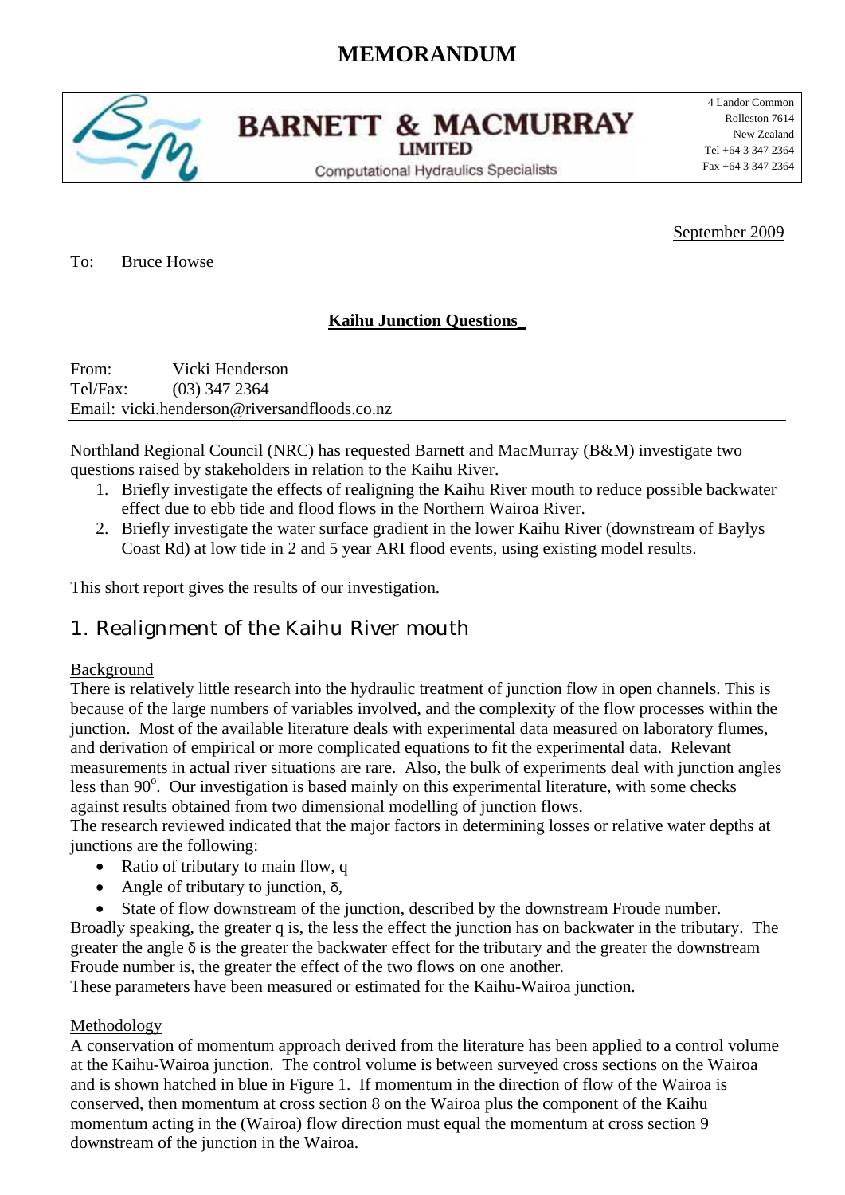# MEMORANDUM

**BARNETT & MACMURRAY LIMITED**
Computational Hydraulics Specialists

4 Landor Common
Rolleston 7614
New Zealand
Tel +64 3 347 2364
Fax +64 3 347 2364

September 2009

To: Bruce Howse

**Kaihu Junction Questions_**

From: Vicki Henderson
Tel/Fax: (03) 347 2364
Email: vicki.henderson@riversandfloods.co.nz

---

Northland Regional Council (NRC) has requested Barnett and MacMurray (B&M) investigate two questions raised by stakeholders in relation to the Kaihu River.

1. Briefly investigate the effects of realigning the Kaihu River mouth to reduce possible backwater effect due to ebb tide and flood flows in the Northern Wairoa River.
2. Briefly investigate the water surface gradient in the lower Kaihu River (downstream of Baylys Coast Rd) at low tide in 2 and 5 year ARI flood events, using existing model results.

This short report gives the results of our investigation.

## 1. Realignment of the Kaihu River mouth

Background

There is relatively little research into the hydraulic treatment of junction flow in open channels. This is because of the large numbers of variables involved, and the complexity of the flow processes within the junction. Most of the available literature deals with experimental data measured on laboratory flumes, and derivation of empirical or more complicated equations to fit the experimental data. Relevant measurements in actual river situations are rare. Also, the bulk of experiments deal with junction angles less than $90^o$. Our investigation is based mainly on this experimental literature, with some checks against results obtained from two dimensional modelling of junction flows.

The research reviewed indicated that the major factors in determining losses or relative water depths at junctions are the following:

- Ratio of tributary to main flow, q
- Angle of tributary to junction, δ,
- State of flow downstream of the junction, described by the downstream Froude number.

Broadly speaking, the greater q is, the less the effect the junction has on backwater in the tributary. The greater the angle δ is the greater the backwater effect for the tributary and the greater the downstream Froude number is, the greater the effect of the two flows on one another.

These parameters have been measured or estimated for the Kaihu-Wairoa junction.

Methodology

A conservation of momentum approach derived from the literature has been applied to a control volume at the Kaihu-Wairoa junction. The control volume is between surveyed cross sections on the Wairoa and is shown hatched in blue in Figure 1. If momentum in the direction of flow of the Wairoa is conserved, then momentum at cross section 8 on the Wairoa plus the component of the Kaihu momentum acting in the (Wairoa) flow direction must equal the momentum at cross section 9 downstream of the junction in the Wairoa.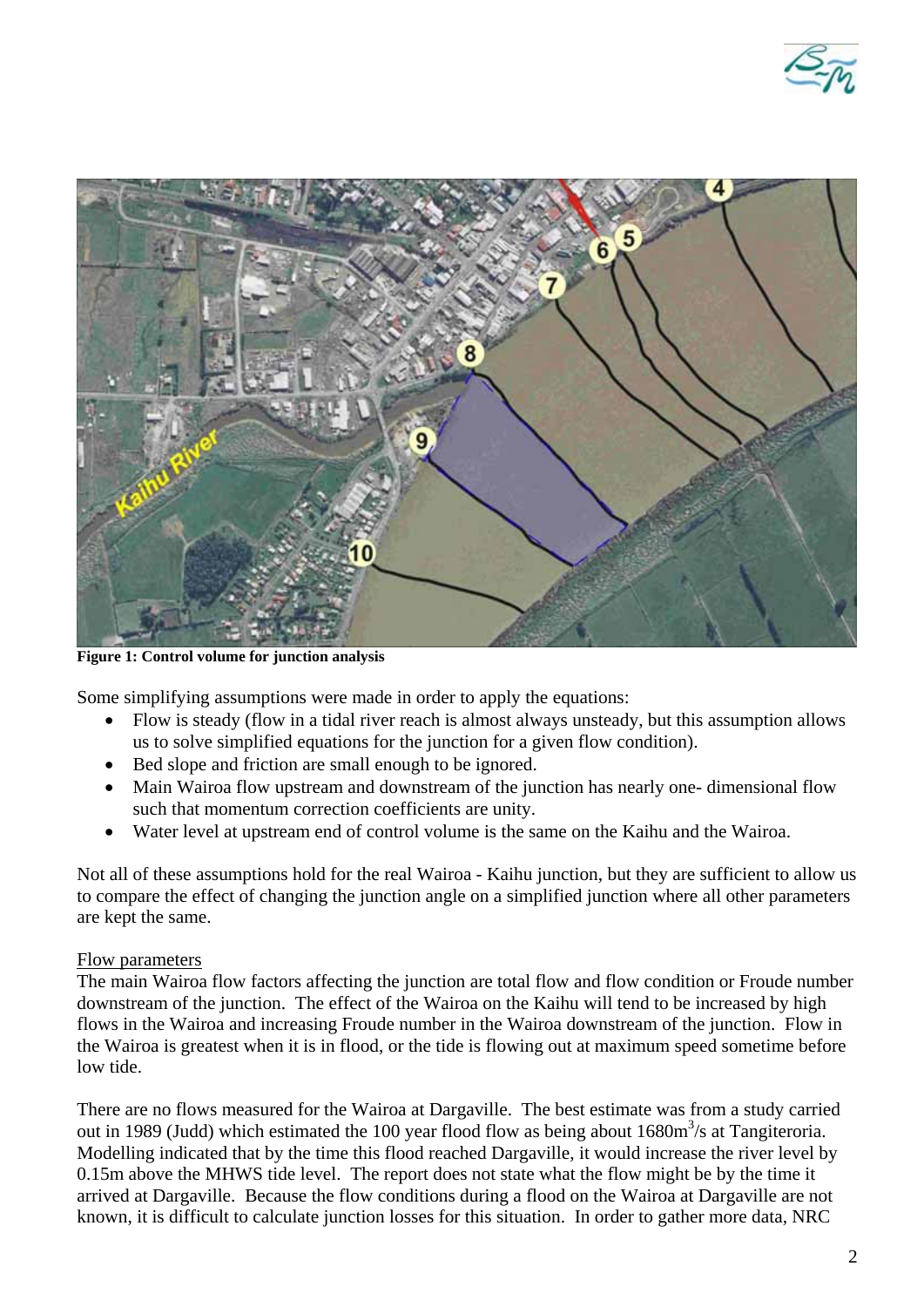**Figure 1: Control volume for junction analysis**

Some simplifying assumptions were made in order to apply the equations:

- Flow is steady (flow in a tidal river reach is almost always unsteady, but this assumption allows us to solve simplified equations for the junction for a given flow condition).
- Bed slope and friction are small enough to be ignored.
- Main Wairoa flow upstream and downstream of the junction has nearly one- dimensional flow such that momentum correction coefficients are unity.
- Water level at upstream end of control volume is the same on the Kaihu and the Wairoa.

Not all of these assumptions hold for the real Wairoa - Kaihu junction, but they are sufficient to allow us to compare the effect of changing the junction angle on a simplified junction where all other parameters are kept the same.

Flow parameters

The main Wairoa flow factors affecting the junction are total flow and flow condition or Froude number downstream of the junction. The effect of the Wairoa on the Kaihu will tend to be increased by high flows in the Wairoa and increasing Froude number in the Wairoa downstream of the junction. Flow in the Wairoa is greatest when it is in flood, or the tide is flowing out at maximum speed sometime before low tide.

There are no flows measured for the Wairoa at Dargaville. The best estimate was from a study carried out in 1989 (Judd) which estimated the 100 year flood flow as being about 1680$m^3$/s at Tangiteroria. Modelling indicated that by the time this flood reached Dargaville, it would increase the river level by 0.15m above the MHWS tide level. The report does not state what the flow might be by the time it arrived at Dargaville. Because the flow conditions during a flood on the Wairoa at Dargaville are not known, it is difficult to calculate junction losses for this situation. In order to gather more data, NRC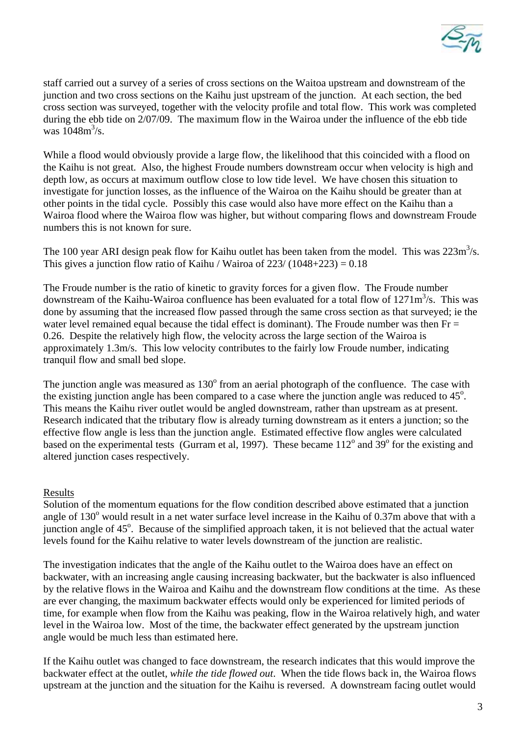staff carried out a survey of a series of cross sections on the Waitoa upstream and downstream of the junction and two cross sections on the Kaihu just upstream of the junction. At each section, the bed cross section was surveyed, together with the velocity profile and total flow. This work was completed during the ebb tide on 2/07/09. The maximum flow in the Wairoa under the influence of the ebb tide was $1048m^3/s$.

While a flood would obviously provide a large flow, the likelihood that this coincided with a flood on the Kaihu is not great. Also, the highest Froude numbers downstream occur when velocity is high and depth low, as occurs at maximum outflow close to low tide level. We have chosen this situation to investigate for junction losses, as the influence of the Wairoa on the Kaihu should be greater than at other points in the tidal cycle. Possibly this case would also have more effect on the Kaihu than a Wairoa flood where the Wairoa flow was higher, but without comparing flows and downstream Froude numbers this is not known for sure.

The 100 year ARI design peak flow for Kaihu outlet has been taken from the model. This was $223m^3/s$. This gives a junction flow ratio of Kaihu / Wairoa of $223/(1048+223) = 0.18$

The Froude number is the ratio of kinetic to gravity forces for a given flow. The Froude number downstream of the Kaihu-Wairoa confluence has been evaluated for a total flow of $1271m^3/s$. This was done by assuming that the increased flow passed through the same cross section as that surveyed; ie the water level remained equal because the tidal effect is dominant). The Froude number was then $Fr = 0.26$. Despite the relatively high flow, the velocity across the large section of the Wairoa is approximately 1.3m/s. This low velocity contributes to the fairly low Froude number, indicating tranquil flow and small bed slope.

The junction angle was measured as $130^o$ from an aerial photograph of the confluence. The case with the existing junction angle has been compared to a case where the junction angle was reduced to $45^o$. This means the Kaihu river outlet would be angled downstream, rather than upstream as at present. Research indicated that the tributary flow is already turning downstream as it enters a junction; so the effective flow angle is less than the junction angle. Estimated effective flow angles were calculated based on the experimental tests (Gurram et al, 1997). These became $112^o$ and $39^o$ for the existing and altered junction cases respectively.

## Results

Solution of the momentum equations for the flow condition described above estimated that a junction angle of $130^o$ would result in a net water surface level increase in the Kaihu of 0.37m above that with a junction angle of $45^o$. Because of the simplified approach taken, it is not believed that the actual water levels found for the Kaihu relative to water levels downstream of the junction are realistic.

The investigation indicates that the angle of the Kaihu outlet to the Wairoa does have an effect on backwater, with an increasing angle causing increasing backwater, but the backwater is also influenced by the relative flows in the Wairoa and Kaihu and the downstream flow conditions at the time. As these are ever changing, the maximum backwater effects would only be experienced for limited periods of time, for example when flow from the Kaihu was peaking, flow in the Wairoa relatively high, and water level in the Wairoa low. Most of the time, the backwater effect generated by the upstream junction angle would be much less than estimated here.

If the Kaihu outlet was changed to face downstream, the research indicates that this would improve the backwater effect at the outlet, *while the tide flowed out*. When the tide flows back in, the Wairoa flows upstream at the junction and the situation for the Kaihu is reversed. A downstream facing outlet would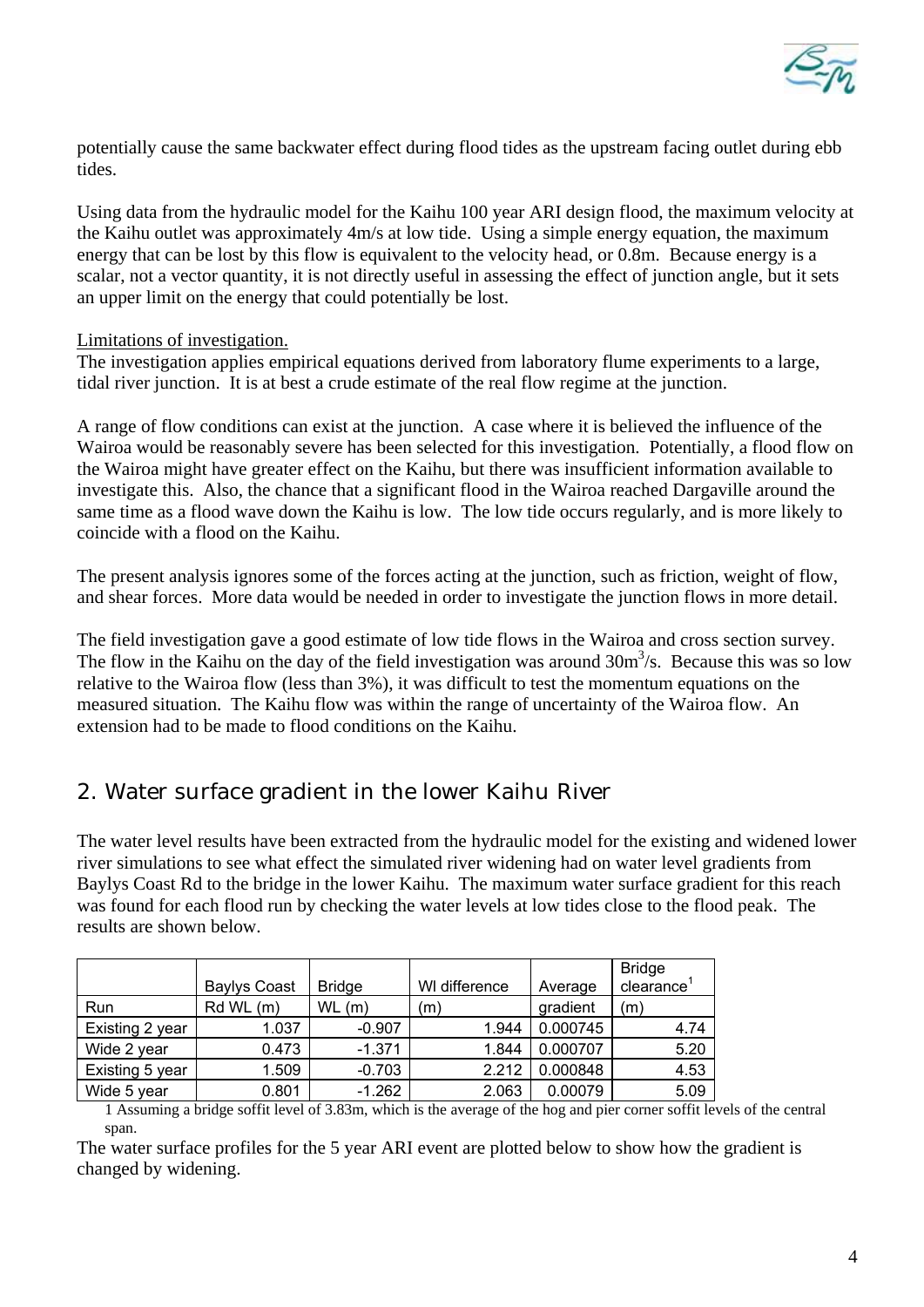potentially cause the same backwater effect during flood tides as the upstream facing outlet during ebb tides.

Using data from the hydraulic model for the Kaihu 100 year ARI design flood, the maximum velocity at the Kaihu outlet was approximately 4m/s at low tide. Using a simple energy equation, the maximum energy that can be lost by this flow is equivalent to the velocity head, or 0.8m. Because energy is a scalar, not a vector quantity, it is not directly useful in assessing the effect of junction angle, but it sets an upper limit on the energy that could potentially be lost.

Limitations of investigation.

The investigation applies empirical equations derived from laboratory flume experiments to a large, tidal river junction. It is at best a crude estimate of the real flow regime at the junction.

A range of flow conditions can exist at the junction. A case where it is believed the influence of the Wairoa would be reasonably severe has been selected for this investigation. Potentially, a flood flow on the Wairoa might have greater effect on the Kaihu, but there was insufficient information available to investigate this. Also, the chance that a significant flood in the Wairoa reached Dargaville around the same time as a flood wave down the Kaihu is low. The low tide occurs regularly, and is more likely to coincide with a flood on the Kaihu.

The present analysis ignores some of the forces acting at the junction, such as friction, weight of flow, and shear forces. More data would be needed in order to investigate the junction flows in more detail.

The field investigation gave a good estimate of low tide flows in the Wairoa and cross section survey. The flow in the Kaihu on the day of the field investigation was around $30m^3/s$. Because this was so low relative to the Wairoa flow (less than 3%), it was difficult to test the momentum equations on the measured situation. The Kaihu flow was within the range of uncertainty of the Wairoa flow. An extension had to be made to flood conditions on the Kaihu.

## 2. Water surface gradient in the lower Kaihu River

The water level results have been extracted from the hydraulic model for the existing and widened lower river simulations to see what effect the simulated river widening had on water level gradients from Baylys Coast Rd to the bridge in the lower Kaihu. The maximum water surface gradient for this reach was found for each flood run by checking the water levels at low tides close to the flood peak. The results are shown below.

| Run | Baylys Coast Rd WL (m) | Bridge WL (m) | Wl difference (m) | Average gradient | Bridge clearance[1] (m) |
|---|---|---|---|---|---|
| Existing 2 year | 1.037 | -0.907 | 1.944 | 0.000745 | 4.74 |
| Wide 2 year | 0.473 | -1.371 | 1.844 | 0.000707 | 5.20 |
| Existing 5 year | 1.509 | -0.703 | 2.212 | 0.000848 | 4.53 |
| Wide 5 year | 0.801 | -1.262 | 2.063 | 0.00079 | 5.09 |

1 Assuming a bridge soffit level of 3.83m, which is the average of the hog and pier corner soffit levels of the central span.

The water surface profiles for the 5 year ARI event are plotted below to show how the gradient is changed by widening.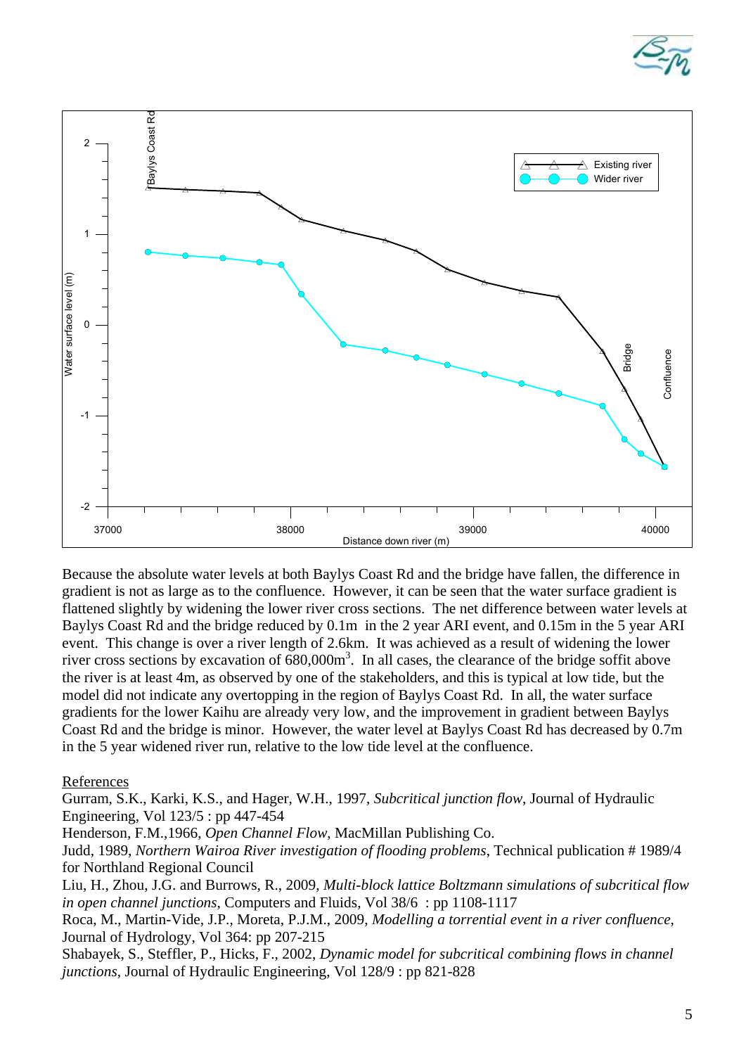Baylys Coast Rd

Existing river

Wider river

Bridge

Confluence

Water surface level (m)

2

1

0

-1

-2

37000

38000

39000

40000

Distance down river (m)

Because the absolute water levels at both Baylys Coast Rd and the bridge have fallen, the difference in gradient is not as large as to the confluence. However, it can be seen that the water surface gradient is flattened slightly by widening the lower river cross sections. The net difference between water levels at Baylys Coast Rd and the bridge reduced by 0.1m in the 2 year ARI event, and 0.15m in the 5 year ARI event. This change is over a river length of 2.6km. It was achieved as a result of widening the lower river cross sections by excavation of 680,000m$^3$. In all cases, the clearance of the bridge soffit above the river is at least 4m, as observed by one of the stakeholders, and this is typical at low tide, but the model did not indicate any overtopping in the region of Baylys Coast Rd. In all, the water surface gradients for the lower Kaihu are already very low, and the improvement in gradient between Baylys Coast Rd and the bridge is minor. However, the water level at Baylys Coast Rd has decreased by 0.7m in the 5 year widened river run, relative to the low tide level at the confluence.

<u>References</u>

Gurram, S.K., Karki, K.S., and Hager, W.H., 1997, *Subcritical junction flow*, Journal of Hydraulic Engineering, Vol 123/5 : pp 447-454

Henderson, F.M.,1966, *Open Channel Flow*, MacMillan Publishing Co.

Judd, 1989, *Northern Wairoa River investigation of flooding problems*, Technical publication # 1989/4 for Northland Regional Council

Liu, H., Zhou, J.G. and Burrows, R., 2009, *Multi-block lattice Boltzmann simulations of subcritical flow in open channel junctions*, Computers and Fluids, Vol 38/6 : pp 1108-1117

Roca, M., Martin-Vide, J.P., Moreta, P.J.M., 2009, *Modelling a torrential event in a river confluence*, Journal of Hydrology, Vol 364: pp 207-215

Shabayek, S., Steffler, P., Hicks, F., 2002, *Dynamic model for subcritical combining flows in channel junctions*, Journal of Hydraulic Engineering, Vol 128/9 : pp 821-828